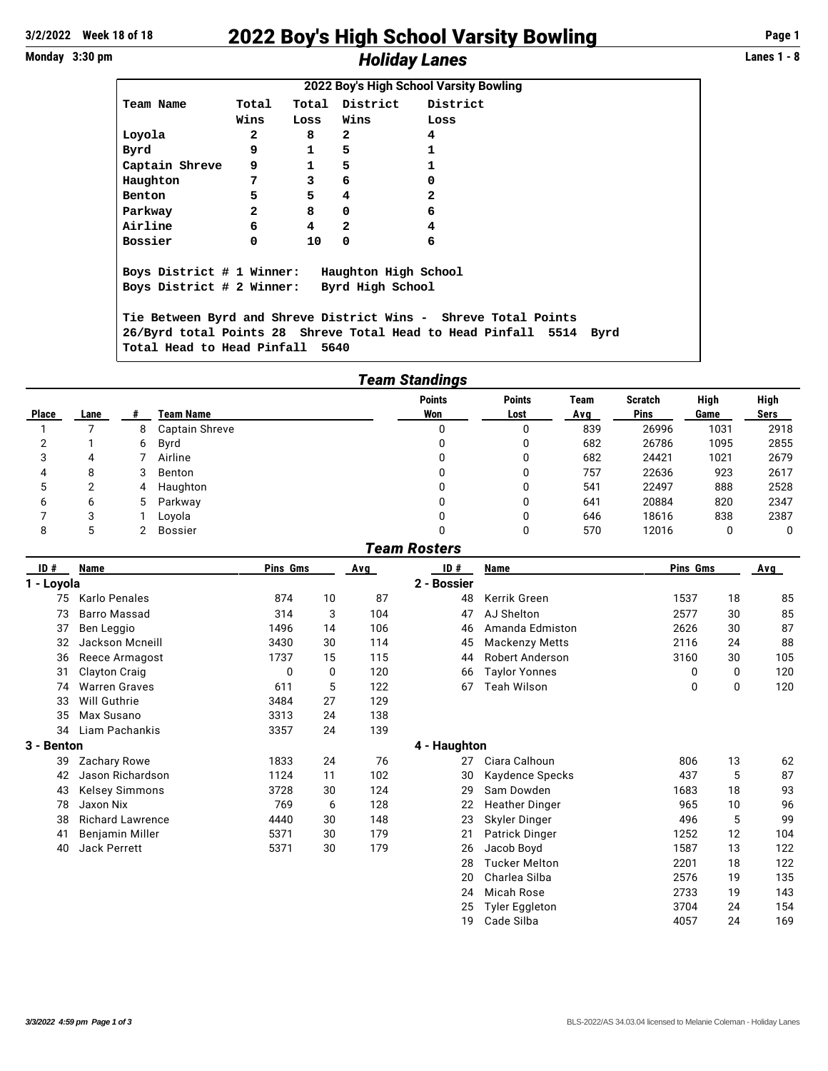# 2022 Boy's High School Varsity Bowling

## *Holiday Lanes*

3/2/2022 Week 18 of 18 — Monday 3:30 pm — Lanes 1 - 8

**2022 Boy's High School Varsity Bowling**

| Team Name | Total Wins | Total Loss | District Wins | District Loss |
|---|---|---|---|---|
| Loyola | 2 | 8 | 2 | 4 |
| Byrd | 9 | 1 | 5 | 1 |
| Captain Shreve | 9 | 1 | 5 | 1 |
| Haughton | 7 | 3 | 6 | 0 |
| Benton | 5 | 5 | 4 | 2 |
| Parkway | 2 | 8 | 0 | 6 |
| Airline | 6 | 4 | 2 | 4 |
| Bossier | 0 | 10 | 0 | 6 |

Boys District # 1 Winner: Haughton High School
Boys District # 2 Winner: Byrd High School

Tie Between Byrd and Shreve District Wins - Shreve Total Points 26/Byrd total Points 28 Shreve Total Head to Head Pinfall 5514 Byrd Total Head to Head Pinfall 5640

## *Team Standings*

| Place | Lane | # | Team Name | Points Won | Points Lost | Team Avg | Scratch Pins | High Game | High Sers |
|---|---|---|---|---|---|---|---|---|---|
| 1 | 7 | 8 | Captain Shreve | 0 | 0 | 839 | 26996 | 1031 | 2918 |
| 2 | 1 | 6 | Byrd | 0 | 0 | 682 | 26786 | 1095 | 2855 |
| 3 | 4 | 7 | Airline | 0 | 0 | 682 | 24421 | 1021 | 2679 |
| 4 | 8 | 3 | Benton | 0 | 0 | 757 | 22636 | 923 | 2617 |
| 5 | 2 | 4 | Haughton | 0 | 0 | 541 | 22497 | 888 | 2528 |
| 6 | 6 | 5 | Parkway | 0 | 0 | 641 | 20884 | 820 | 2347 |
| 7 | 3 | 1 | Loyola | 0 | 0 | 646 | 18616 | 838 | 2387 |
| 8 | 5 | 2 | Bossier | 0 | 0 | 570 | 12016 | 0 | 0 |

## *Team Rosters*

### 1 - Loyola

| ID # | Name | Pins | Gms | Avg |
|---|---|---|---|---|
| 75 | Karlo Penales | 874 | 10 | 87 |
| 73 | Barro Massad | 314 | 3 | 104 |
| 37 | Ben Leggio | 1496 | 14 | 106 |
| 32 | Jackson Mcneill | 3430 | 30 | 114 |
| 36 | Reece Armagost | 1737 | 15 | 115 |
| 31 | Clayton Craig | 0 | 0 | 120 |
| 74 | Warren Graves | 611 | 5 | 122 |
| 33 | Will Guthrie | 3484 | 27 | 129 |
| 35 | Max Susano | 3313 | 24 | 138 |
| 34 | Liam Pachankis | 3357 | 24 | 139 |

### 2 - Bossier

| ID # | Name | Pins | Gms | Avg |
|---|---|---|---|---|
| 48 | Kerrik Green | 1537 | 18 | 85 |
| 47 | AJ Shelton | 2577 | 30 | 85 |
| 46 | Amanda Edmiston | 2626 | 30 | 87 |
| 45 | Mackenzy Metts | 2116 | 24 | 88 |
| 44 | Robert Anderson | 3160 | 30 | 105 |
| 66 | Taylor Yonnes | 0 | 0 | 120 |
| 67 | Teah Wilson | 0 | 0 | 120 |

### 3 - Benton

| ID # | Name | Pins | Gms | Avg |
|---|---|---|---|---|
| 39 | Zachary Rowe | 1833 | 24 | 76 |
| 42 | Jason Richardson | 1124 | 11 | 102 |
| 43 | Kelsey Simmons | 3728 | 30 | 124 |
| 78 | Jaxon Nix | 769 | 6 | 128 |
| 38 | Richard Lawrence | 4440 | 30 | 148 |
| 41 | Benjamin Miller | 5371 | 30 | 179 |
| 40 | Jack Perrett | 5371 | 30 | 179 |

### 4 - Haughton

| ID # | Name | Pins | Gms | Avg |
|---|---|---|---|---|
| 27 | Ciara Calhoun | 806 | 13 | 62 |
| 30 | Kaydence Specks | 437 | 5 | 87 |
| 29 | Sam Dowden | 1683 | 18 | 93 |
| 22 | Heather Dinger | 965 | 10 | 96 |
| 23 | Skyler Dinger | 496 | 5 | 99 |
| 21 | Patrick Dinger | 1252 | 12 | 104 |
| 26 | Jacob Boyd | 1587 | 13 | 122 |
| 28 | Tucker Melton | 2201 | 18 | 122 |
| 20 | Charlea Silba | 2576 | 19 | 135 |
| 24 | Micah Rose | 2733 | 19 | 143 |
| 25 | Tyler Eggleton | 3704 | 24 | 154 |
| 19 | Cade Silba | 4057 | 24 | 169 |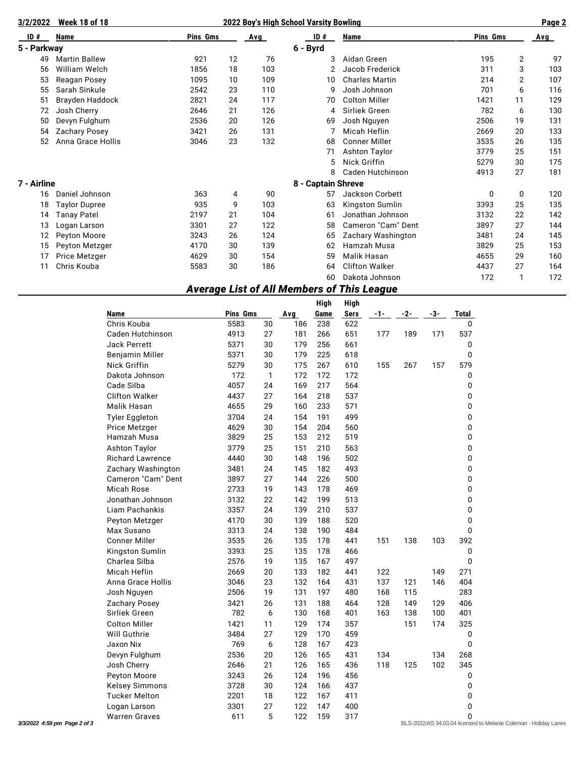## 2022 Boy's High School Varsity Bowling

### 5 - Parkway

| ID # | Name | Pins | Gms | Avg |
|---|---|---|---|---|
| 49 | Martin Ballew | 921 | 12 | 76 |
| 56 | William Welch | 1856 | 18 | 103 |
| 53 | Reagan Posey | 1095 | 10 | 109 |
| 55 | Sarah Sinkule | 2542 | 23 | 110 |
| 51 | Brayden Haddock | 2821 | 24 | 117 |
| 72 | Josh Cherry | 2646 | 21 | 126 |
| 50 | Devyn Fulghum | 2536 | 20 | 126 |
| 54 | Zachary Posey | 3421 | 26 | 131 |
| 52 | Anna Grace Hollis | 3046 | 23 | 132 |

### 6 - Byrd

| ID # | Name | Pins | Gms | Avg |
|---|---|---|---|---|
| 3 | Aidan Green | 195 | 2 | 97 |
| 2 | Jacob Frederick | 311 | 3 | 103 |
| 10 | Charles Martin | 214 | 2 | 107 |
| 9 | Josh Johnson | 701 | 6 | 116 |
| 70 | Colton Miller | 1421 | 11 | 129 |
| 4 | Sirliek Green | 782 | 6 | 130 |
| 69 | Josh Nguyen | 2506 | 19 | 131 |
| 7 | Micah Heflin | 2669 | 20 | 133 |
| 68 | Conner Miller | 3535 | 26 | 135 |
| 71 | Ashton Taylor | 3779 | 25 | 151 |
| 5 | Nick Griffin | 5279 | 30 | 175 |
| 8 | Caden Hutchinson | 4913 | 27 | 181 |

### 7 - Airline

| ID # | Name | Pins | Gms | Avg |
|---|---|---|---|---|
| 16 | Daniel Johnson | 363 | 4 | 90 |
| 18 | Taylor Dupree | 935 | 9 | 103 |
| 14 | Tanay Patel | 2197 | 21 | 104 |
| 13 | Logan Larson | 3301 | 27 | 122 |
| 12 | Peyton Moore | 3243 | 26 | 124 |
| 15 | Peyton Metzger | 4170 | 30 | 139 |
| 17 | Price Metzger | 4629 | 30 | 154 |
| 11 | Chris Kouba | 5583 | 30 | 186 |

### 8 - Captain Shreve

| ID # | Name | Pins | Gms | Avg |
|---|---|---|---|---|
| 57 | Jackson Corbett | 0 | 0 | 120 |
| 63 | Kingston Sumlin | 3393 | 25 | 135 |
| 61 | Jonathan Johnson | 3132 | 22 | 142 |
| 58 | Cameron "Cam" Dent | 3897 | 27 | 144 |
| 65 | Zachary Washington | 3481 | 24 | 145 |
| 62 | Hamzah Musa | 3829 | 25 | 153 |
| 59 | Malik Hasan | 4655 | 29 | 160 |
| 64 | Clifton Walker | 4437 | 27 | 164 |
| 60 | Dakota Johnson | 172 | 1 | 172 |

## *Average List of All Members of This League*

| Name | Pins | Gms | Avg | High Game | High Sers | -1- | -2- | -3- | Total |
|---|---|---|---|---|---|---|---|---|---|
| Chris Kouba | 5583 | 30 | 186 | 238 | 622 | | | | 0 |
| Caden Hutchinson | 4913 | 27 | 181 | 266 | 651 | 177 | 189 | 171 | 537 |
| Jack Perrett | 5371 | 30 | 179 | 256 | 661 | | | | 0 |
| Benjamin Miller | 5371 | 30 | 179 | 225 | 618 | | | | 0 |
| Nick Griffin | 5279 | 30 | 175 | 267 | 610 | 155 | 267 | 157 | 579 |
| Dakota Johnson | 172 | 1 | 172 | 172 | 172 | | | | 0 |
| Cade Silba | 4057 | 24 | 169 | 217 | 564 | | | | 0 |
| Clifton Walker | 4437 | 27 | 164 | 218 | 537 | | | | 0 |
| Malik Hasan | 4655 | 29 | 160 | 233 | 571 | | | | 0 |
| Tyler Eggleton | 3704 | 24 | 154 | 191 | 499 | | | | 0 |
| Price Metzger | 4629 | 30 | 154 | 204 | 560 | | | | 0 |
| Hamzah Musa | 3829 | 25 | 153 | 212 | 519 | | | | 0 |
| Ashton Taylor | 3779 | 25 | 151 | 210 | 563 | | | | 0 |
| Richard Lawrence | 4440 | 30 | 148 | 196 | 502 | | | | 0 |
| Zachary Washington | 3481 | 24 | 145 | 182 | 493 | | | | 0 |
| Cameron "Cam" Dent | 3897 | 27 | 144 | 226 | 500 | | | | 0 |
| Micah Rose | 2733 | 19 | 143 | 178 | 469 | | | | 0 |
| Jonathan Johnson | 3132 | 22 | 142 | 199 | 513 | | | | 0 |
| Liam Pachankis | 3357 | 24 | 139 | 210 | 537 | | | | 0 |
| Peyton Metzger | 4170 | 30 | 139 | 188 | 520 | | | | 0 |
| Max Susano | 3313 | 24 | 138 | 190 | 484 | | | | 0 |
| Conner Miller | 3535 | 26 | 135 | 178 | 441 | 151 | 138 | 103 | 392 |
| Kingston Sumlin | 3393 | 25 | 135 | 178 | 466 | | | | 0 |
| Charlea Silba | 2576 | 19 | 135 | 167 | 497 | | | | 0 |
| Micah Heflin | 2669 | 20 | 133 | 182 | 441 | 122 | | 149 | 271 |
| Anna Grace Hollis | 3046 | 23 | 132 | 164 | 431 | 137 | 121 | 146 | 404 |
| Josh Nguyen | 2506 | 19 | 131 | 197 | 480 | 168 | 115 | | 283 |
| Zachary Posey | 3421 | 26 | 131 | 188 | 464 | 128 | 149 | 129 | 406 |
| Sirliek Green | 782 | 6 | 130 | 168 | 401 | 163 | 138 | 100 | 401 |
| Colton Miller | 1421 | 11 | 129 | 174 | 357 | | 151 | 174 | 325 |
| Will Guthrie | 3484 | 27 | 129 | 170 | 459 | | | | 0 |
| Jaxon Nix | 769 | 6 | 128 | 167 | 423 | | | | 0 |
| Devyn Fulghum | 2536 | 20 | 126 | 165 | 431 | 134 | | 134 | 268 |
| Josh Cherry | 2646 | 21 | 126 | 165 | 436 | 118 | 125 | 102 | 345 |
| Peyton Moore | 3243 | 26 | 124 | 196 | 456 | | | | 0 |
| Kelsey Simmons | 3728 | 30 | 124 | 166 | 437 | | | | 0 |
| Tucker Melton | 2201 | 18 | 122 | 167 | 411 | | | | 0 |
| Logan Larson | 3301 | 27 | 122 | 147 | 400 | | | | 0 |
| Warren Graves | 611 | 5 | 122 | 159 | 317 | | | | 0 |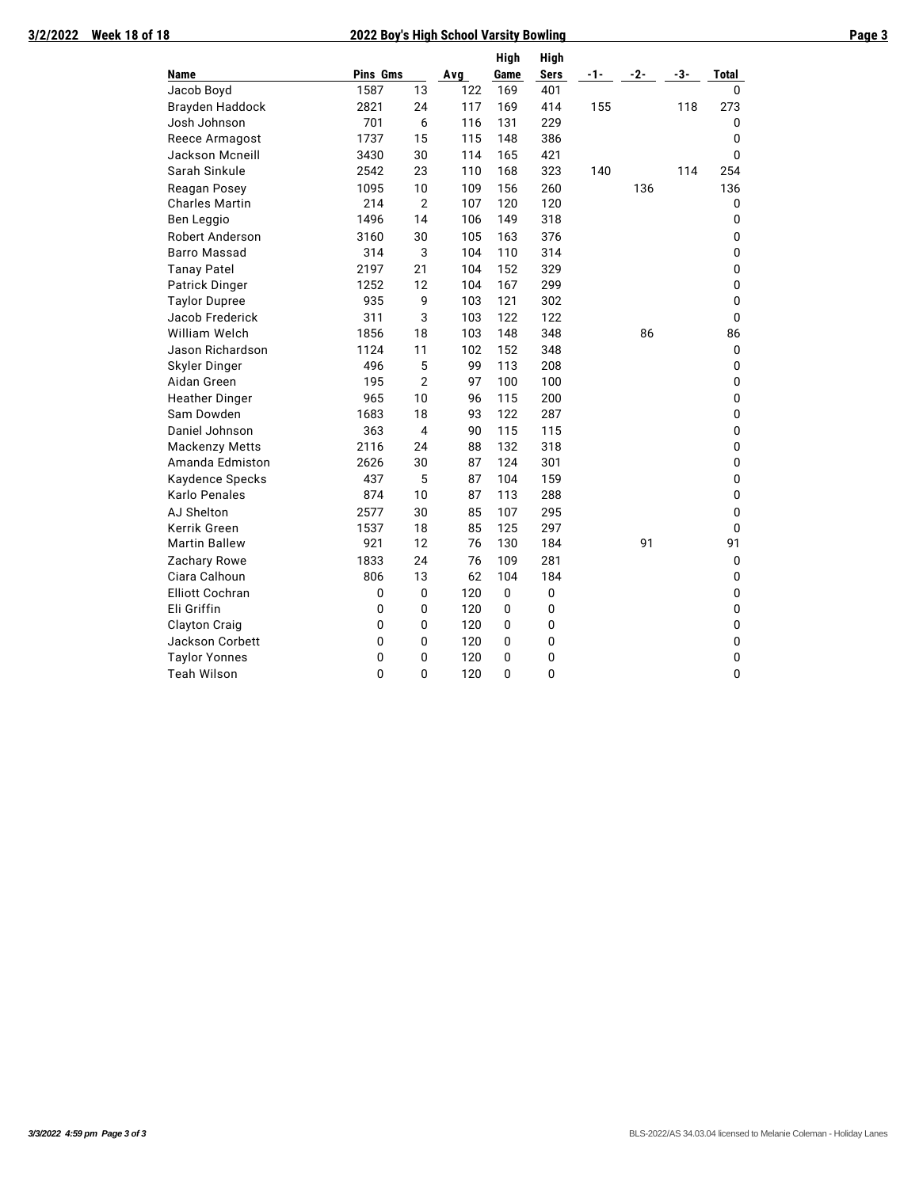| Name | Pins | Gms | Avg | High Game | High Sers | -1- | -2- | -3- | Total |
|---|---|---|---|---|---|---|---|---|---|
| Jacob Boyd | 1587 | 13 | 122 | 169 | 401 | | | | 0 |
| Brayden Haddock | 2821 | 24 | 117 | 169 | 414 | 155 | | 118 | 273 |
| Josh Johnson | 701 | 6 | 116 | 131 | 229 | | | | 0 |
| Reece Armagost | 1737 | 15 | 115 | 148 | 386 | | | | 0 |
| Jackson Mcneill | 3430 | 30 | 114 | 165 | 421 | | | | 0 |
| Sarah Sinkule | 2542 | 23 | 110 | 168 | 323 | 140 | | 114 | 254 |
| Reagan Posey | 1095 | 10 | 109 | 156 | 260 | | 136 | | 136 |
| Charles Martin | 214 | 2 | 107 | 120 | 120 | | | | 0 |
| Ben Leggio | 1496 | 14 | 106 | 149 | 318 | | | | 0 |
| Robert Anderson | 3160 | 30 | 105 | 163 | 376 | | | | 0 |
| Barro Massad | 314 | 3 | 104 | 110 | 314 | | | | 0 |
| Tanay Patel | 2197 | 21 | 104 | 152 | 329 | | | | 0 |
| Patrick Dinger | 1252 | 12 | 104 | 167 | 299 | | | | 0 |
| Taylor Dupree | 935 | 9 | 103 | 121 | 302 | | | | 0 |
| Jacob Frederick | 311 | 3 | 103 | 122 | 122 | | | | 0 |
| William Welch | 1856 | 18 | 103 | 148 | 348 | | 86 | | 86 |
| Jason Richardson | 1124 | 11 | 102 | 152 | 348 | | | | 0 |
| Skyler Dinger | 496 | 5 | 99 | 113 | 208 | | | | 0 |
| Aidan Green | 195 | 2 | 97 | 100 | 100 | | | | 0 |
| Heather Dinger | 965 | 10 | 96 | 115 | 200 | | | | 0 |
| Sam Dowden | 1683 | 18 | 93 | 122 | 287 | | | | 0 |
| Daniel Johnson | 363 | 4 | 90 | 115 | 115 | | | | 0 |
| Mackenzy Metts | 2116 | 24 | 88 | 132 | 318 | | | | 0 |
| Amanda Edmiston | 2626 | 30 | 87 | 124 | 301 | | | | 0 |
| Kaydence Specks | 437 | 5 | 87 | 104 | 159 | | | | 0 |
| Karlo Penales | 874 | 10 | 87 | 113 | 288 | | | | 0 |
| AJ Shelton | 2577 | 30 | 85 | 107 | 295 | | | | 0 |
| Kerrik Green | 1537 | 18 | 85 | 125 | 297 | | | | 0 |
| Martin Ballew | 921 | 12 | 76 | 130 | 184 | | 91 | | 91 |
| Zachary Rowe | 1833 | 24 | 76 | 109 | 281 | | | | 0 |
| Ciara Calhoun | 806 | 13 | 62 | 104 | 184 | | | | 0 |
| Elliott Cochran | 0 | 0 | 120 | 0 | 0 | | | | 0 |
| Eli Griffin | 0 | 0 | 120 | 0 | 0 | | | | 0 |
| Clayton Craig | 0 | 0 | 120 | 0 | 0 | | | | 0 |
| Jackson Corbett | 0 | 0 | 120 | 0 | 0 | | | | 0 |
| Taylor Yonnes | 0 | 0 | 120 | 0 | 0 | | | | 0 |
| Teah Wilson | 0 | 0 | 120 | 0 | 0 | | | | 0 |